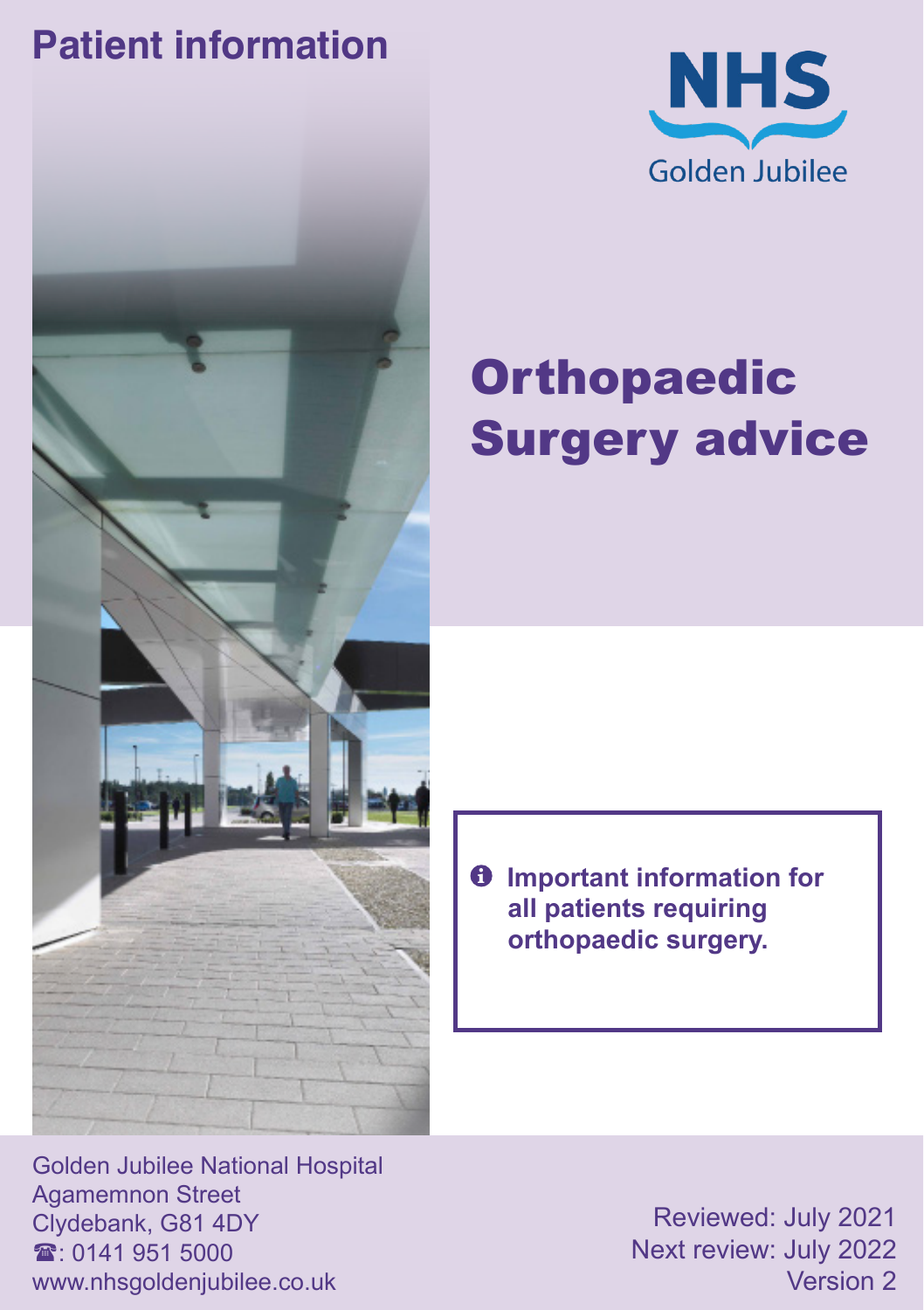**Patient information**

NHS
Golden Jubilee

# Orthopaedic Surgery advice

**Important information for all patients requiring orthopaedic surgery.**

Golden Jubilee National Hospital
Agamemnon Street
Clydebank, G81 4DY
☎: 0141 951 5000
www.nhsgoldenjubilee.co.uk

Reviewed: July 2021
Next review: July 2022
Version 2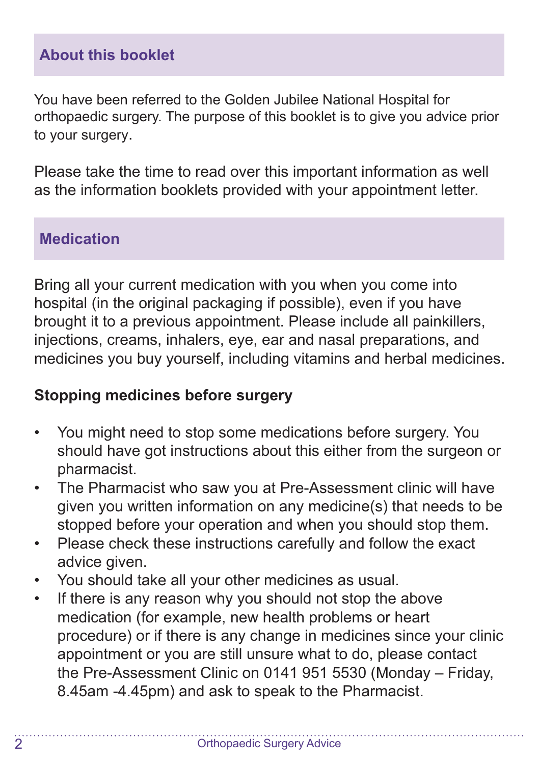## About this booklet

You have been referred to the Golden Jubilee National Hospital for orthopaedic surgery. The purpose of this booklet is to give you advice prior to your surgery.

Please take the time to read over this important information as well as the information booklets provided with your appointment letter.

## Medication

Bring all your current medication with you when you come into hospital (in the original packaging if possible), even if you have brought it to a previous appointment. Please include all painkillers, injections, creams, inhalers, eye, ear and nasal preparations, and medicines you buy yourself, including vitamins and herbal medicines.

### Stopping medicines before surgery

- You might need to stop some medications before surgery. You should have got instructions about this either from the surgeon or pharmacist.
- The Pharmacist who saw you at Pre-Assessment clinic will have given you written information on any medicine(s) that needs to be stopped before your operation and when you should stop them.
- Please check these instructions carefully and follow the exact advice given.
- You should take all your other medicines as usual.
- If there is any reason why you should not stop the above medication (for example, new health problems or heart procedure) or if there is any change in medicines since your clinic appointment or you are still unsure what to do, please contact the Pre-Assessment Clinic on 0141 951 5530 (Monday – Friday, 8.45am -4.45pm) and ask to speak to the Pharmacist.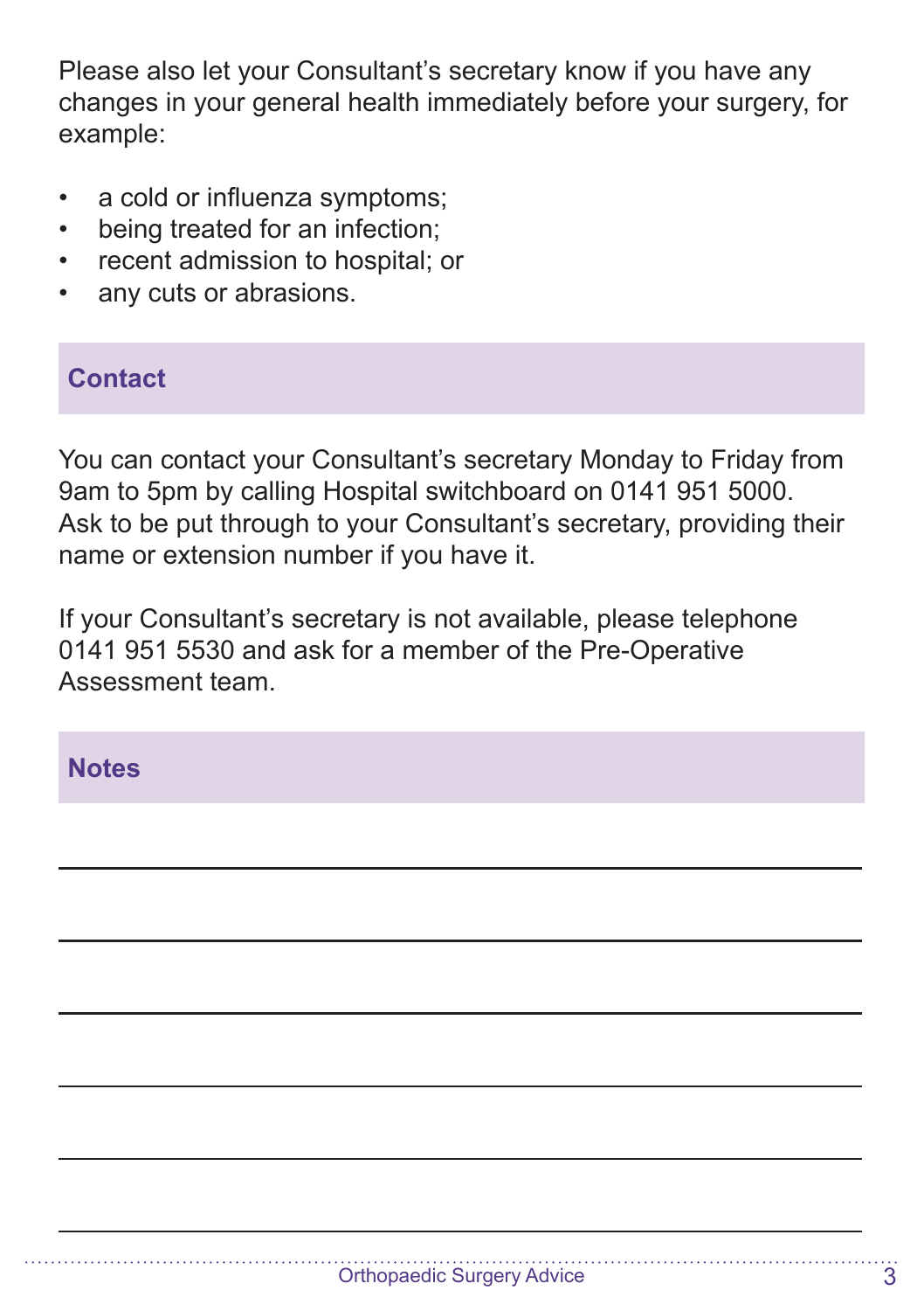Please also let your Consultant's secretary know if you have any changes in your general health immediately before your surgery, for example:

- a cold or influenza symptoms;
- being treated for an infection;
- recent admission to hospital; or
- any cuts or abrasions.

## Contact

You can contact your Consultant's secretary Monday to Friday from 9am to 5pm by calling Hospital switchboard on 0141 951 5000. Ask to be put through to your Consultant's secretary, providing their name or extension number if you have it.

If your Consultant's secretary is not available, please telephone 0141 951 5530 and ask for a member of the Pre-Operative Assessment team.

## Notes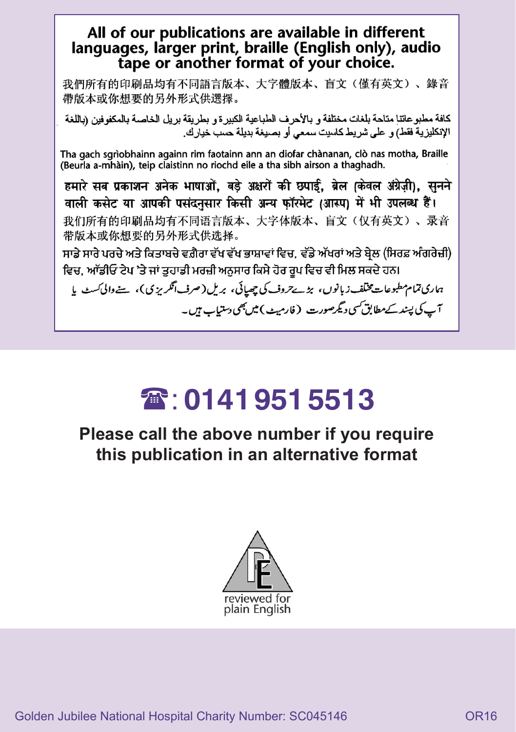**All of our publications are available in different languages, larger print, braille (English only), audio tape or another format of your choice.**

我們所有的印刷品均有不同語言版本、大字體版本、盲文（僅有英文）、錄音帶版本或你想要的另外形式供選擇。

كافة مطبوعاتنا متاحة بلغات مختلفة و بالأحرف الطباعية الكبيرة و بطريقة بريل الخاصة بالمكفوفين (باللغة الإنكليزية فقط) و على شريط كاسيت سمعي أو بصيغة بديلة حسب خيارك.

Tha gach sgrìobhainn againn rim faotainn ann an diofar chànanan, clò nas motha, Braille (Beurla a-mhàin), teip claistinn no riochd eile a tha sibh airson a thaghadh.

हमारे सब प्रकाशन अनेक भाषाओं, बड़े अक्षरों की छपाई, ब्रेल (केवल अंग्रेज़ी), सुनने वाली कसेट या आपकी पसंदनुसार किसी अन्य फॉरमेट (आरुप) में भी उपलब्ध हैं।

我们所有的印刷品均有不同语言版本、大字体版本、盲文（仅有英文）、录音带版本或你想要的另外形式供选择。

ਸਾਡੇ ਸਾਰੇ ਪਰਚੇ ਅਤੇ ਕਿਤਾਬਚੇ ਵਗੈਰਾ ਵੱਖ ਵੱਖ ਭਾਸ਼ਾਵਾਂ ਵਿਚ, ਵੱਡੇ ਅੱਖਰਾਂ ਅਤੇ ਬ੍ਰੇਲ (ਸਿਰਫ਼ ਅੰਗਰੇਜ਼ੀ) ਵਿਚ, ਔਡੀਓ ਟੇਪ 'ਤੇ ਜਾਂ ਤੁਹਾਡੀ ਮਰਜ਼ੀ ਅਨੁਸਾਰ ਕਿਸੇ ਹੋਰ ਰੂਪ ਵਿਚ ਵੀ ਮਿਲ ਸਕਦੇ ਹਨ।

ہماری تمام مطبوعات مختلف زبانوں، بڑے حروف کی چھپائی، بریل (صرف انگریزی)، سننے والی کسٹ یا آپ کی پسند کے مطابق کسی دیگر صورت (فارمیٹ) میں بھی دستیاب ہیں۔

# ☎: 0141 951 5513

**Please call the above number if you require this publication in an alternative format**

reviewed for plain English

Golden Jubilee National Hospital Charity Number: SC045146

OR16